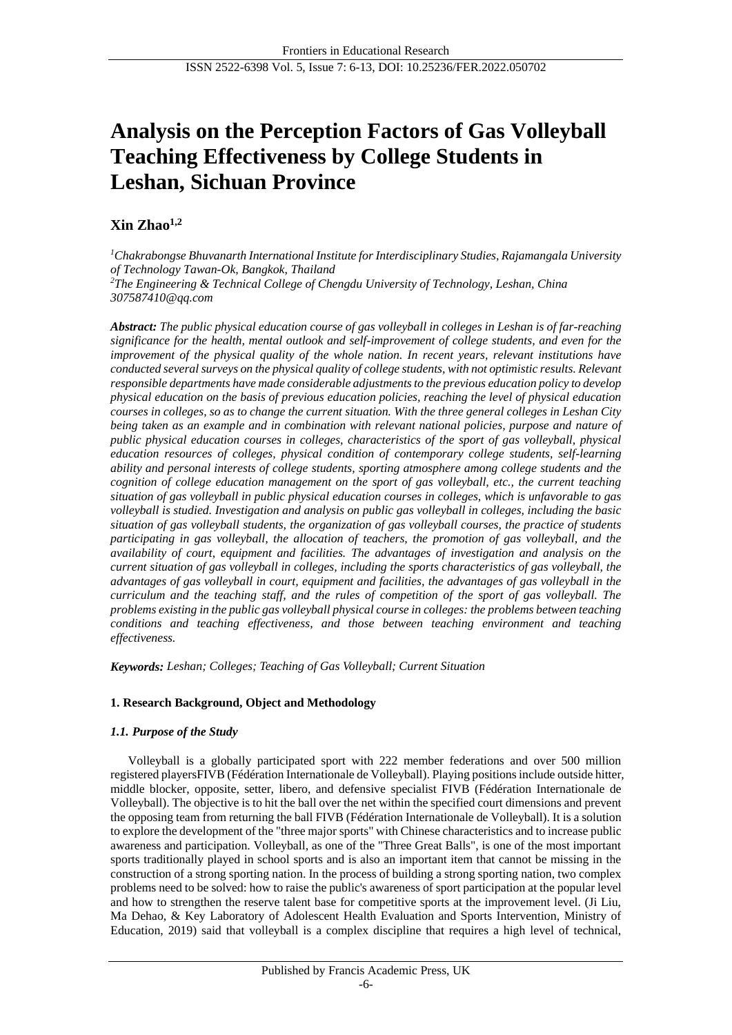# Analysis on the Perception Factors of Gas Volleyball Teaching Effectiveness by College Students in Leshan, Sichuan Province

**Xin Zhao**[1,2]

[1]*Chakrabongse Bhuvanarth International Institute for Interdisciplinary Studies, Rajamangala University of Technology Tawan-Ok, Bangkok, Thailand*
[2]*The Engineering & Technical College of Chengdu University of Technology, Leshan, China*
*307587410@qq.com*

***Abstract:*** *The public physical education course of gas volleyball in colleges in Leshan is of far-reaching significance for the health, mental outlook and self-improvement of college students, and even for the improvement of the physical quality of the whole nation. In recent years, relevant institutions have conducted several surveys on the physical quality of college students, with not optimistic results. Relevant responsible departments have made considerable adjustments to the previous education policy to develop physical education on the basis of previous education policies, reaching the level of physical education courses in colleges, so as to change the current situation. With the three general colleges in Leshan City being taken as an example and in combination with relevant national policies, purpose and nature of public physical education courses in colleges, characteristics of the sport of gas volleyball, physical education resources of colleges, physical condition of contemporary college students, self-learning ability and personal interests of college students, sporting atmosphere among college students and the cognition of college education management on the sport of gas volleyball, etc., the current teaching situation of gas volleyball in public physical education courses in colleges, which is unfavorable to gas volleyball is studied. Investigation and analysis on public gas volleyball in colleges, including the basic situation of gas volleyball students, the organization of gas volleyball courses, the practice of students participating in gas volleyball, the allocation of teachers, the promotion of gas volleyball, and the availability of court, equipment and facilities. The advantages of investigation and analysis on the current situation of gas volleyball in colleges, including the sports characteristics of gas volleyball, the advantages of gas volleyball in court, equipment and facilities, the advantages of gas volleyball in the curriculum and the teaching staff, and the rules of competition of the sport of gas volleyball. The problems existing in the public gas volleyball physical course in colleges: the problems between teaching conditions and teaching effectiveness, and those between teaching environment and teaching effectiveness.*

***Keywords:*** *Leshan; Colleges; Teaching of Gas Volleyball; Current Situation*

## 1. Research Background, Object and Methodology

### *1.1. Purpose of the Study*

Volleyball is a globally participated sport with 222 member federations and over 500 million registered playersFIVB (Fédération Internationale de Volleyball). Playing positions include outside hitter, middle blocker, opposite, setter, libero, and defensive specialist FIVB (Fédération Internationale de Volleyball). The objective is to hit the ball over the net within the specified court dimensions and prevent the opposing team from returning the ball FIVB (Fédération Internationale de Volleyball). It is a solution to explore the development of the "three major sports" with Chinese characteristics and to increase public awareness and participation. Volleyball, as one of the "Three Great Balls", is one of the most important sports traditionally played in school sports and is also an important item that cannot be missing in the construction of a strong sporting nation. In the process of building a strong sporting nation, two complex problems need to be solved: how to raise the public's awareness of sport participation at the popular level and how to strengthen the reserve talent base for competitive sports at the improvement level. (Ji Liu, Ma Dehao, & Key Laboratory of Adolescent Health Evaluation and Sports Intervention, Ministry of Education, 2019) said that volleyball is a complex discipline that requires a high level of technical,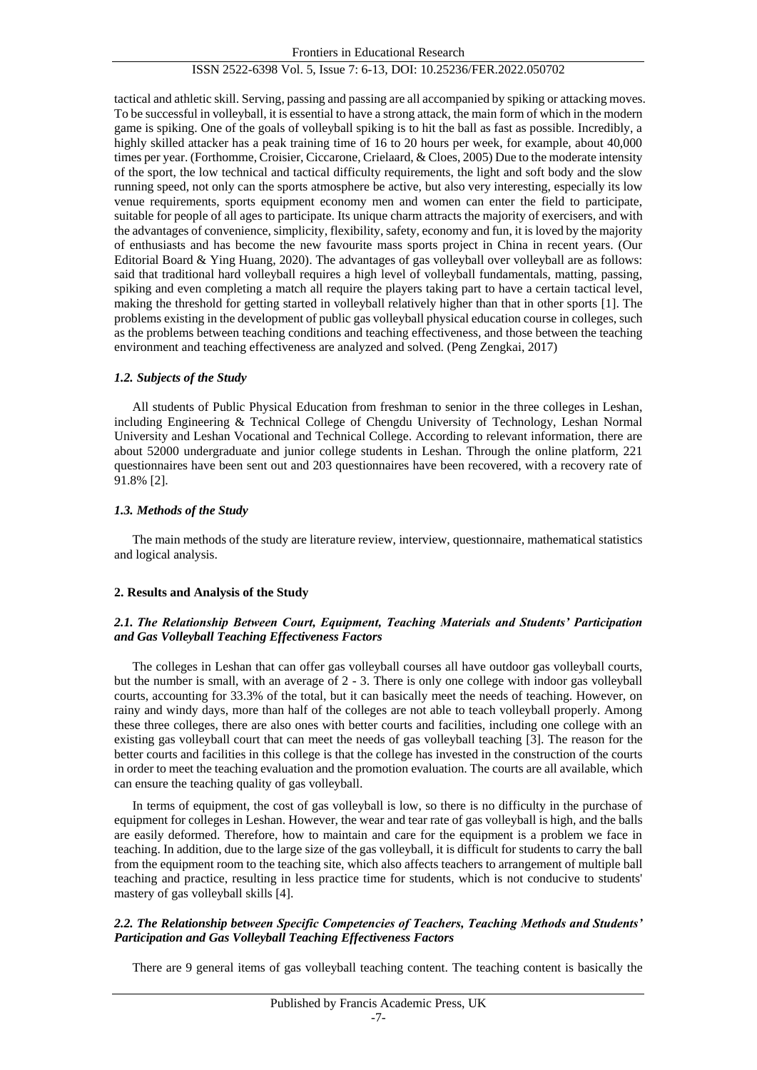tactical and athletic skill. Serving, passing and passing are all accompanied by spiking or attacking moves. To be successful in volleyball, it is essential to have a strong attack, the main form of which in the modern game is spiking. One of the goals of volleyball spiking is to hit the ball as fast as possible. Incredibly, a highly skilled attacker has a peak training time of 16 to 20 hours per week, for example, about 40,000 times per year. (Forthomme, Croisier, Ciccarone, Crielaard, & Cloes, 2005) Due to the moderate intensity of the sport, the low technical and tactical difficulty requirements, the light and soft body and the slow running speed, not only can the sports atmosphere be active, but also very interesting, especially its low venue requirements, sports equipment economy men and women can enter the field to participate, suitable for people of all ages to participate. Its unique charm attracts the majority of exercisers, and with the advantages of convenience, simplicity, flexibility, safety, economy and fun, it is loved by the majority of enthusiasts and has become the new favourite mass sports project in China in recent years. (Our Editorial Board & Ying Huang, 2020). The advantages of gas volleyball over volleyball are as follows: said that traditional hard volleyball requires a high level of volleyball fundamentals, matting, passing, spiking and even completing a match all require the players taking part to have a certain tactical level, making the threshold for getting started in volleyball relatively higher than that in other sports [1]. The problems existing in the development of public gas volleyball physical education course in colleges, such as the problems between teaching conditions and teaching effectiveness, and those between the teaching environment and teaching effectiveness are analyzed and solved. (Peng Zengkai, 2017)

### *1.2. Subjects of the Study*

All students of Public Physical Education from freshman to senior in the three colleges in Leshan, including Engineering & Technical College of Chengdu University of Technology, Leshan Normal University and Leshan Vocational and Technical College. According to relevant information, there are about 52000 undergraduate and junior college students in Leshan. Through the online platform, 221 questionnaires have been sent out and 203 questionnaires have been recovered, with a recovery rate of 91.8% [2].

### *1.3. Methods of the Study*

The main methods of the study are literature review, interview, questionnaire, mathematical statistics and logical analysis.

## **2. Results and Analysis of the Study**

### *2.1. The Relationship Between Court, Equipment, Teaching Materials and Students' Participation and Gas Volleyball Teaching Effectiveness Factors*

The colleges in Leshan that can offer gas volleyball courses all have outdoor gas volleyball courts, but the number is small, with an average of 2 - 3. There is only one college with indoor gas volleyball courts, accounting for 33.3% of the total, but it can basically meet the needs of teaching. However, on rainy and windy days, more than half of the colleges are not able to teach volleyball properly. Among these three colleges, there are also ones with better courts and facilities, including one college with an existing gas volleyball court that can meet the needs of gas volleyball teaching [3]. The reason for the better courts and facilities in this college is that the college has invested in the construction of the courts in order to meet the teaching evaluation and the promotion evaluation. The courts are all available, which can ensure the teaching quality of gas volleyball.

In terms of equipment, the cost of gas volleyball is low, so there is no difficulty in the purchase of equipment for colleges in Leshan. However, the wear and tear rate of gas volleyball is high, and the balls are easily deformed. Therefore, how to maintain and care for the equipment is a problem we face in teaching. In addition, due to the large size of the gas volleyball, it is difficult for students to carry the ball from the equipment room to the teaching site, which also affects teachers to arrangement of multiple ball teaching and practice, resulting in less practice time for students, which is not conducive to students' mastery of gas volleyball skills [4].

### *2.2. The Relationship between Specific Competencies of Teachers, Teaching Methods and Students' Participation and Gas Volleyball Teaching Effectiveness Factors*

There are 9 general items of gas volleyball teaching content. The teaching content is basically the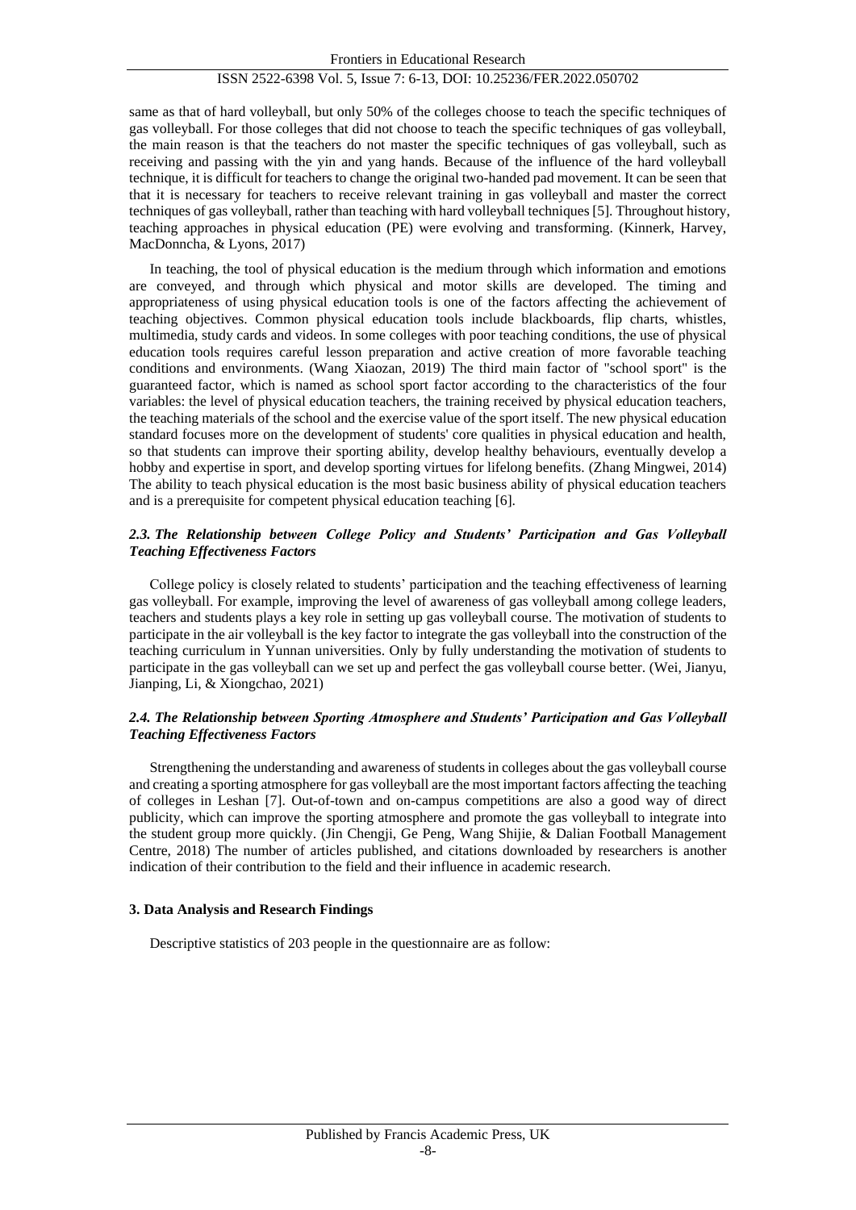same as that of hard volleyball, but only 50% of the colleges choose to teach the specific techniques of gas volleyball. For those colleges that did not choose to teach the specific techniques of gas volleyball, the main reason is that the teachers do not master the specific techniques of gas volleyball, such as receiving and passing with the yin and yang hands. Because of the influence of the hard volleyball technique, it is difficult for teachers to change the original two-handed pad movement. It can be seen that that it is necessary for teachers to receive relevant training in gas volleyball and master the correct techniques of gas volleyball, rather than teaching with hard volleyball techniques [5]. Throughout history, teaching approaches in physical education (PE) were evolving and transforming. (Kinnerk, Harvey, MacDonncha, & Lyons, 2017)

In teaching, the tool of physical education is the medium through which information and emotions are conveyed, and through which physical and motor skills are developed. The timing and appropriateness of using physical education tools is one of the factors affecting the achievement of teaching objectives. Common physical education tools include blackboards, flip charts, whistles, multimedia, study cards and videos. In some colleges with poor teaching conditions, the use of physical education tools requires careful lesson preparation and active creation of more favorable teaching conditions and environments. (Wang Xiaozan, 2019) The third main factor of "school sport" is the guaranteed factor, which is named as school sport factor according to the characteristics of the four variables: the level of physical education teachers, the training received by physical education teachers, the teaching materials of the school and the exercise value of the sport itself. The new physical education standard focuses more on the development of students' core qualities in physical education and health, so that students can improve their sporting ability, develop healthy behaviours, eventually develop a hobby and expertise in sport, and develop sporting virtues for lifelong benefits. (Zhang Mingwei, 2014) The ability to teach physical education is the most basic business ability of physical education teachers and is a prerequisite for competent physical education teaching [6].

### *2.3. The Relationship between College Policy and Students' Participation and Gas Volleyball Teaching Effectiveness Factors*

College policy is closely related to students' participation and the teaching effectiveness of learning gas volleyball. For example, improving the level of awareness of gas volleyball among college leaders, teachers and students plays a key role in setting up gas volleyball course. The motivation of students to participate in the air volleyball is the key factor to integrate the gas volleyball into the construction of the teaching curriculum in Yunnan universities. Only by fully understanding the motivation of students to participate in the gas volleyball can we set up and perfect the gas volleyball course better. (Wei, Jianyu, Jianping, Li, & Xiongchao, 2021)

### *2.4. The Relationship between Sporting Atmosphere and Students' Participation and Gas Volleyball Teaching Effectiveness Factors*

Strengthening the understanding and awareness of students in colleges about the gas volleyball course and creating a sporting atmosphere for gas volleyball are the most important factors affecting the teaching of colleges in Leshan [7]. Out-of-town and on-campus competitions are also a good way of direct publicity, which can improve the sporting atmosphere and promote the gas volleyball to integrate into the student group more quickly. (Jin Chengji, Ge Peng, Wang Shijie, & Dalian Football Management Centre, 2018) The number of articles published, and citations downloaded by researchers is another indication of their contribution to the field and their influence in academic research.

## 3. Data Analysis and Research Findings

Descriptive statistics of 203 people in the questionnaire are as follow: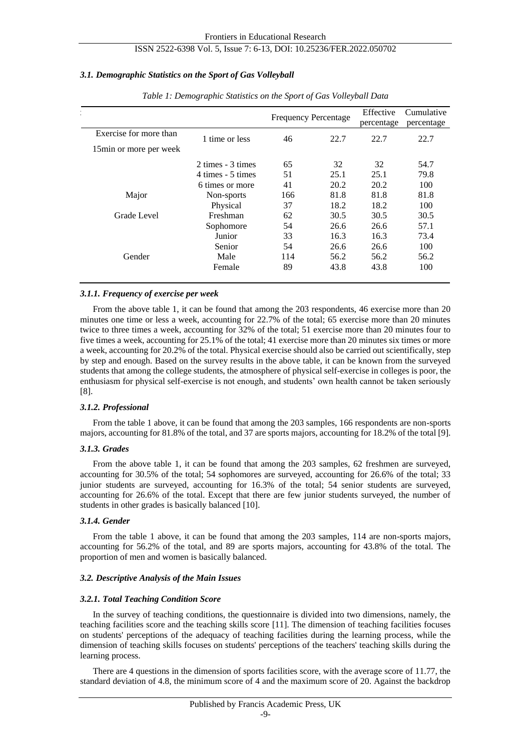### 3.1. Demographic Statistics on the Sport of Gas Volleyball

*Table 1: Demographic Statistics on the Sport of Gas Volleyball Data*

| | | Frequency | Percentage | Effective percentage | Cumulative percentage |
|---|---|---|---|---|---|
| Exercise for more than 15min or more per week | 1 time or less | 46 | 22.7 | 22.7 | 22.7 |
| | 2 times - 3 times | 65 | 32 | 32 | 54.7 |
| | 4 times - 5 times | 51 | 25.1 | 25.1 | 79.8 |
| | 6 times or more | 41 | 20.2 | 20.2 | 100 |
| Major | Non-sports | 166 | 81.8 | 81.8 | 81.8 |
| | Physical | 37 | 18.2 | 18.2 | 100 |
| Grade Level | Freshman | 62 | 30.5 | 30.5 | 30.5 |
| | Sophomore | 54 | 26.6 | 26.6 | 57.1 |
| | Junior | 33 | 16.3 | 16.3 | 73.4 |
| | Senior | 54 | 26.6 | 26.6 | 100 |
| Gender | Male | 114 | 56.2 | 56.2 | 56.2 |
| | Female | 89 | 43.8 | 43.8 | 100 |

#### 3.1.1. Frequency of exercise per week

From the above table 1, it can be found that among the 203 respondents, 46 exercise more than 20 minutes one time or less a week, accounting for 22.7% of the total; 65 exercise more than 20 minutes twice to three times a week, accounting for 32% of the total; 51 exercise more than 20 minutes four to five times a week, accounting for 25.1% of the total; 41 exercise more than 20 minutes six times or more a week, accounting for 20.2% of the total. Physical exercise should also be carried out scientifically, step by step and enough. Based on the survey results in the above table, it can be known from the surveyed students that among the college students, the atmosphere of physical self-exercise in colleges is poor, the enthusiasm for physical self-exercise is not enough, and students' own health cannot be taken seriously [8].

#### 3.1.2. Professional

From the table 1 above, it can be found that among the 203 samples, 166 respondents are non-sports majors, accounting for 81.8% of the total, and 37 are sports majors, accounting for 18.2% of the total [9].

#### 3.1.3. Grades

From the above table 1, it can be found that among the 203 samples, 62 freshmen are surveyed, accounting for 30.5% of the total; 54 sophomores are surveyed, accounting for 26.6% of the total; 33 junior students are surveyed, accounting for 16.3% of the total; 54 senior students are surveyed, accounting for 26.6% of the total. Except that there are few junior students surveyed, the number of students in other grades is basically balanced [10].

#### 3.1.4. Gender

From the table 1 above, it can be found that among the 203 samples, 114 are non-sports majors, accounting for 56.2% of the total, and 89 are sports majors, accounting for 43.8% of the total. The proportion of men and women is basically balanced.

### 3.2. Descriptive Analysis of the Main Issues

#### 3.2.1. Total Teaching Condition Score

In the survey of teaching conditions, the questionnaire is divided into two dimensions, namely, the teaching facilities score and the teaching skills score [11]. The dimension of teaching facilities focuses on students' perceptions of the adequacy of teaching facilities during the learning process, while the dimension of teaching skills focuses on students' perceptions of the teachers' teaching skills during the learning process.

There are 4 questions in the dimension of sports facilities score, with the average score of 11.77, the standard deviation of 4.8, the minimum score of 4 and the maximum score of 20. Against the backdrop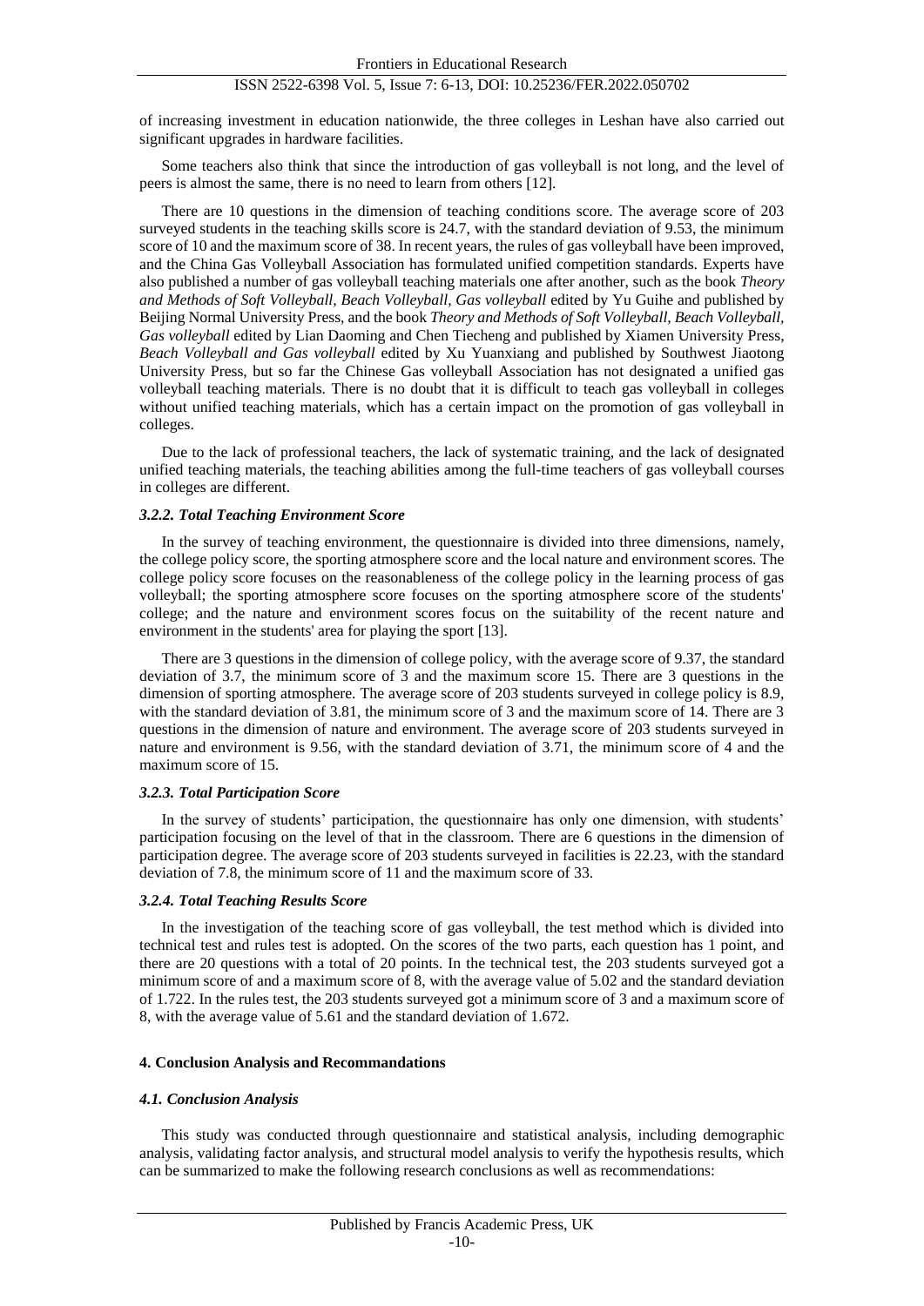of increasing investment in education nationwide, the three colleges in Leshan have also carried out significant upgrades in hardware facilities.

Some teachers also think that since the introduction of gas volleyball is not long, and the level of peers is almost the same, there is no need to learn from others [12].

There are 10 questions in the dimension of teaching conditions score. The average score of 203 surveyed students in the teaching skills score is 24.7, with the standard deviation of 9.53, the minimum score of 10 and the maximum score of 38. In recent years, the rules of gas volleyball have been improved, and the China Gas Volleyball Association has formulated unified competition standards. Experts have also published a number of gas volleyball teaching materials one after another, such as the book *Theory and Methods of Soft Volleyball, Beach Volleyball, Gas volleyball* edited by Yu Guihe and published by Beijing Normal University Press, and the book *Theory and Methods of Soft Volleyball, Beach Volleyball, Gas volleyball* edited by Lian Daoming and Chen Tiecheng and published by Xiamen University Press, *Beach Volleyball and Gas volleyball* edited by Xu Yuanxiang and published by Southwest Jiaotong University Press, but so far the Chinese Gas volleyball Association has not designated a unified gas volleyball teaching materials. There is no doubt that it is difficult to teach gas volleyball in colleges without unified teaching materials, which has a certain impact on the promotion of gas volleyball in colleges.

Due to the lack of professional teachers, the lack of systematic training, and the lack of designated unified teaching materials, the teaching abilities among the full-time teachers of gas volleyball courses in colleges are different.

### *3.2.2. Total Teaching Environment Score*

In the survey of teaching environment, the questionnaire is divided into three dimensions, namely, the college policy score, the sporting atmosphere score and the local nature and environment scores. The college policy score focuses on the reasonableness of the college policy in the learning process of gas volleyball; the sporting atmosphere score focuses on the sporting atmosphere score of the students' college; and the nature and environment scores focus on the suitability of the recent nature and environment in the students' area for playing the sport [13].

There are 3 questions in the dimension of college policy, with the average score of 9.37, the standard deviation of 3.7, the minimum score of 3 and the maximum score 15. There are 3 questions in the dimension of sporting atmosphere. The average score of 203 students surveyed in college policy is 8.9, with the standard deviation of 3.81, the minimum score of 3 and the maximum score of 14. There are 3 questions in the dimension of nature and environment. The average score of 203 students surveyed in nature and environment is 9.56, with the standard deviation of 3.71, the minimum score of 4 and the maximum score of 15.

### *3.2.3. Total Participation Score*

In the survey of students' participation, the questionnaire has only one dimension, with students' participation focusing on the level of that in the classroom. There are 6 questions in the dimension of participation degree. The average score of 203 students surveyed in facilities is 22.23, with the standard deviation of 7.8, the minimum score of 11 and the maximum score of 33.

### *3.2.4. Total Teaching Results Score*

In the investigation of the teaching score of gas volleyball, the test method which is divided into technical test and rules test is adopted. On the scores of the two parts, each question has 1 point, and there are 20 questions with a total of 20 points. In the technical test, the 203 students surveyed got a minimum score of and a maximum score of 8, with the average value of 5.02 and the standard deviation of 1.722. In the rules test, the 203 students surveyed got a minimum score of 3 and a maximum score of 8, with the average value of 5.61 and the standard deviation of 1.672.

## **4. Conclusion Analysis and Recommandations**

### *4.1. Conclusion Analysis*

This study was conducted through questionnaire and statistical analysis, including demographic analysis, validating factor analysis, and structural model analysis to verify the hypothesis results, which can be summarized to make the following research conclusions as well as recommendations: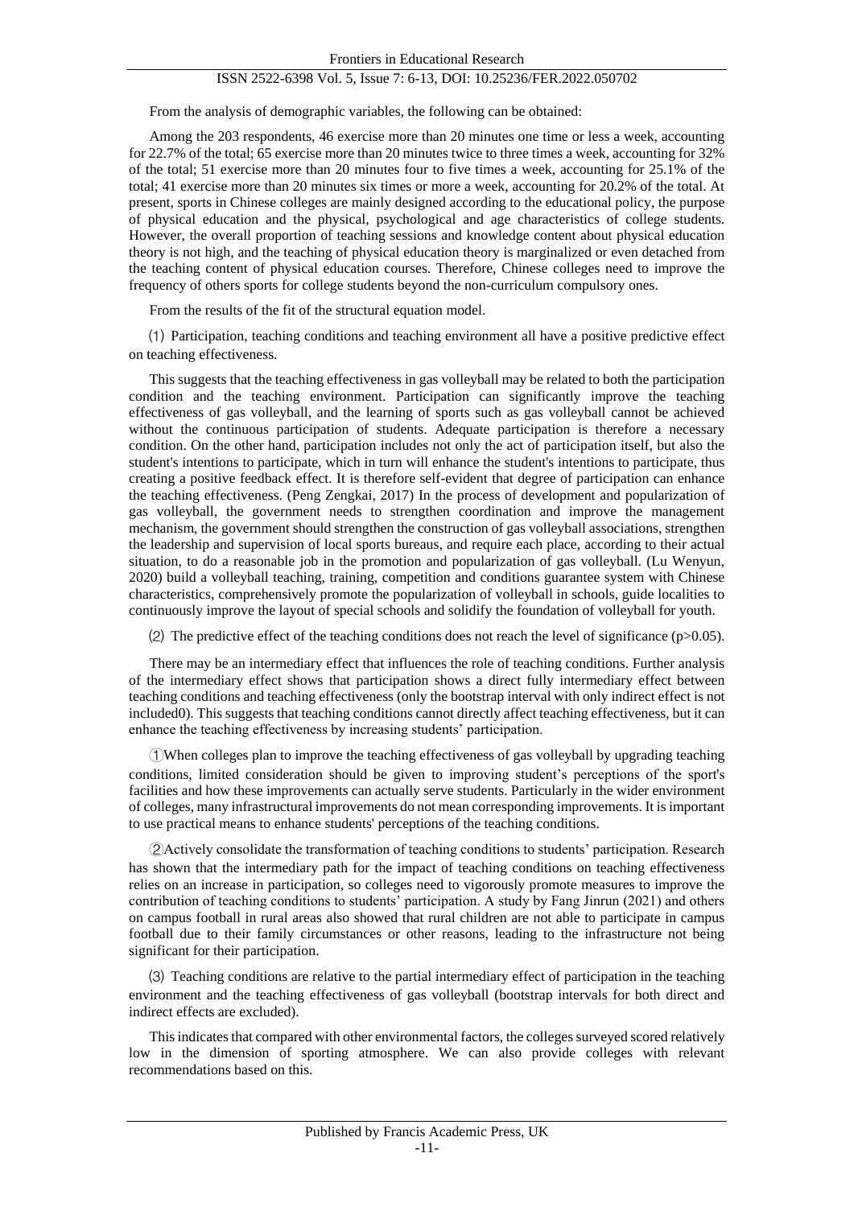From the analysis of demographic variables, the following can be obtained:

Among the 203 respondents, 46 exercise more than 20 minutes one time or less a week, accounting for 22.7% of the total; 65 exercise more than 20 minutes twice to three times a week, accounting for 32% of the total; 51 exercise more than 20 minutes four to five times a week, accounting for 25.1% of the total; 41 exercise more than 20 minutes six times or more a week, accounting for 20.2% of the total. At present, sports in Chinese colleges are mainly designed according to the educational policy, the purpose of physical education and the physical, psychological and age characteristics of college students. However, the overall proportion of teaching sessions and knowledge content about physical education theory is not high, and the teaching of physical education theory is marginalized or even detached from the teaching content of physical education courses. Therefore, Chinese colleges need to improve the frequency of others sports for college students beyond the non-curriculum compulsory ones.

From the results of the fit of the structural equation model.

(1) Participation, teaching conditions and teaching environment all have a positive predictive effect on teaching effectiveness.

This suggests that the teaching effectiveness in gas volleyball may be related to both the participation condition and the teaching environment. Participation can significantly improve the teaching effectiveness of gas volleyball, and the learning of sports such as gas volleyball cannot be achieved without the continuous participation of students. Adequate participation is therefore a necessary condition. On the other hand, participation includes not only the act of participation itself, but also the student's intentions to participate, which in turn will enhance the student's intentions to participate, thus creating a positive feedback effect. It is therefore self-evident that degree of participation can enhance the teaching effectiveness. (Peng Zengkai, 2017) In the process of development and popularization of gas volleyball, the government needs to strengthen coordination and improve the management mechanism, the government should strengthen the construction of gas volleyball associations, strengthen the leadership and supervision of local sports bureaus, and require each place, according to their actual situation, to do a reasonable job in the promotion and popularization of gas volleyball. (Lu Wenyun, 2020) build a volleyball teaching, training, competition and conditions guarantee system with Chinese characteristics, comprehensively promote the popularization of volleyball in schools, guide localities to continuously improve the layout of special schools and solidify the foundation of volleyball for youth.

(2) The predictive effect of the teaching conditions does not reach the level of significance ($p>0.05$).

There may be an intermediary effect that influences the role of teaching conditions. Further analysis of the intermediary effect shows that participation shows a direct fully intermediary effect between teaching conditions and teaching effectiveness (only the bootstrap interval with only indirect effect is not included0). This suggests that teaching conditions cannot directly affect teaching effectiveness, but it can enhance the teaching effectiveness by increasing students' participation.

①When colleges plan to improve the teaching effectiveness of gas volleyball by upgrading teaching conditions, limited consideration should be given to improving student's perceptions of the sport's facilities and how these improvements can actually serve students. Particularly in the wider environment of colleges, many infrastructural improvements do not mean corresponding improvements. It is important to use practical means to enhance students' perceptions of the teaching conditions.

②Actively consolidate the transformation of teaching conditions to students' participation. Research has shown that the intermediary path for the impact of teaching conditions on teaching effectiveness relies on an increase in participation, so colleges need to vigorously promote measures to improve the contribution of teaching conditions to students' participation. A study by Fang Jinrun (2021) and others on campus football in rural areas also showed that rural children are not able to participate in campus football due to their family circumstances or other reasons, leading to the infrastructure not being significant for their participation.

(3) Teaching conditions are relative to the partial intermediary effect of participation in the teaching environment and the teaching effectiveness of gas volleyball (bootstrap intervals for both direct and indirect effects are excluded).

This indicates that compared with other environmental factors, the colleges surveyed scored relatively low in the dimension of sporting atmosphere. We can also provide colleges with relevant recommendations based on this.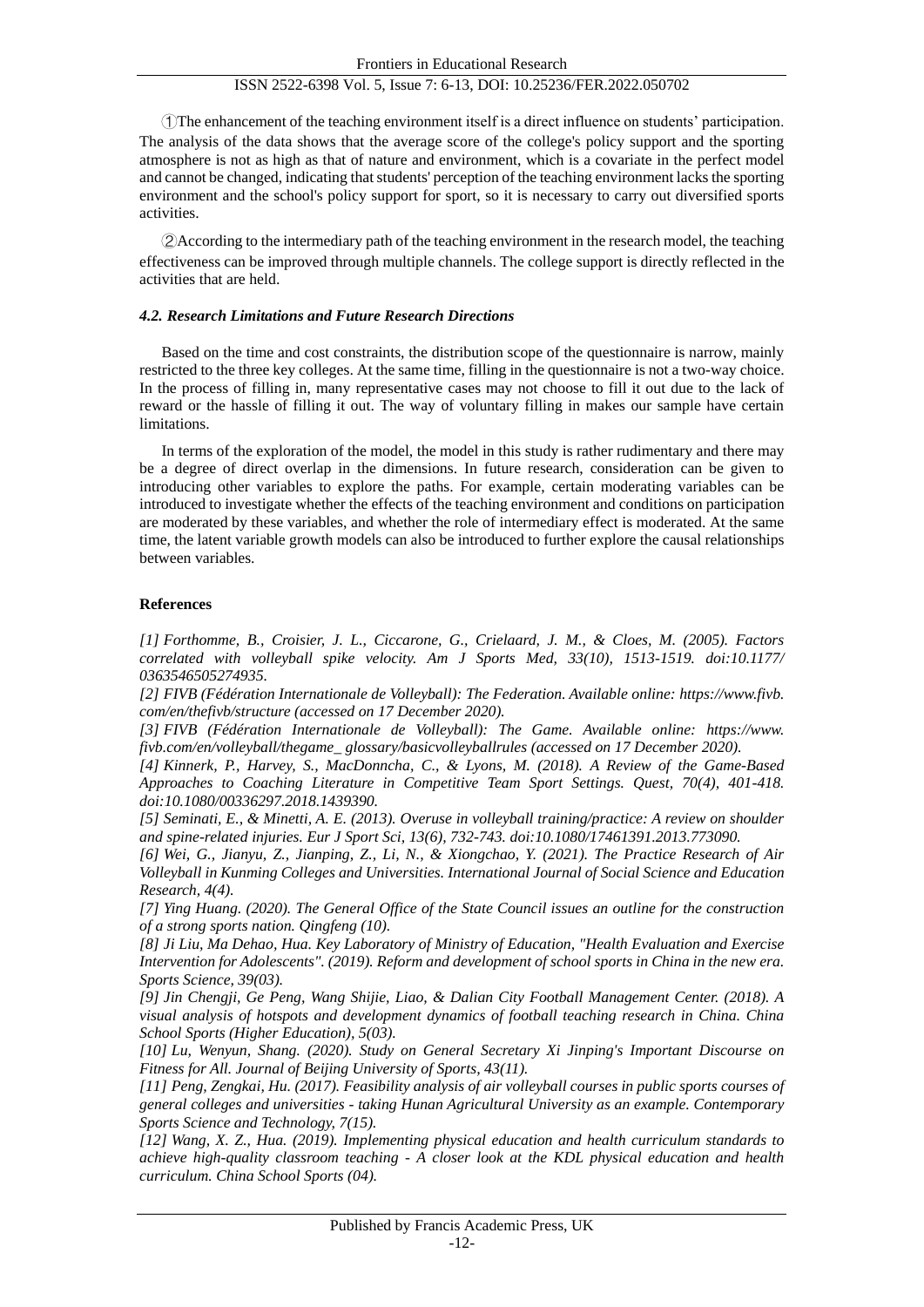①The enhancement of the teaching environment itself is a direct influence on students' participation. The analysis of the data shows that the average score of the college's policy support and the sporting atmosphere is not as high as that of nature and environment, which is a covariate in the perfect model and cannot be changed, indicating that students' perception of the teaching environment lacks the sporting environment and the school's policy support for sport, so it is necessary to carry out diversified sports activities.

②According to the intermediary path of the teaching environment in the research model, the teaching effectiveness can be improved through multiple channels. The college support is directly reflected in the activities that are held.

#### *4.2. Research Limitations and Future Research Directions*

Based on the time and cost constraints, the distribution scope of the questionnaire is narrow, mainly restricted to the three key colleges. At the same time, filling in the questionnaire is not a two-way choice. In the process of filling in, many representative cases may not choose to fill it out due to the lack of reward or the hassle of filling it out. The way of voluntary filling in makes our sample have certain limitations.

In terms of the exploration of the model, the model in this study is rather rudimentary and there may be a degree of direct overlap in the dimensions. In future research, consideration can be given to introducing other variables to explore the paths. For example, certain moderating variables can be introduced to investigate whether the effects of the teaching environment and conditions on participation are moderated by these variables, and whether the role of intermediary effect is moderated. At the same time, the latent variable growth models can also be introduced to further explore the causal relationships between variables.

## References

*[1] Forthomme, B., Croisier, J. L., Ciccarone, G., Crielaard, J. M., & Cloes, M. (2005). Factors correlated with volleyball spike velocity. Am J Sports Med, 33(10), 1513-1519. doi:10.1177/0363546505274935.*

*[2] FIVB (Fédération Internationale de Volleyball): The Federation. Available online: https://www.fivb.com/en/thefivb/structure (accessed on 17 December 2020).*

*[3] FIVB (Fédération Internationale de Volleyball): The Game. Available online: https://www.fivb.com/en/volleyball/thegame_ glossary/basicvolleyballrules (accessed on 17 December 2020).*

*[4] Kinnerk, P., Harvey, S., MacDonncha, C., & Lyons, M. (2018). A Review of the Game-Based Approaches to Coaching Literature in Competitive Team Sport Settings. Quest, 70(4), 401-418. doi:10.1080/00336297.2018.1439390.*

*[5] Seminati, E., & Minetti, A. E. (2013). Overuse in volleyball training/practice: A review on shoulder and spine-related injuries. Eur J Sport Sci, 13(6), 732-743. doi:10.1080/17461391.2013.773090.*

*[6] Wei, G., Jianyu, Z., Jianping, Z., Li, N., & Xiongchao, Y. (2021). The Practice Research of Air Volleyball in Kunming Colleges and Universities. International Journal of Social Science and Education Research, 4(4).*

*[7] Ying Huang. (2020). The General Office of the State Council issues an outline for the construction of a strong sports nation. Qingfeng (10).*

*[8] Ji Liu, Ma Dehao, Hua. Key Laboratory of Ministry of Education, "Health Evaluation and Exercise Intervention for Adolescents". (2019). Reform and development of school sports in China in the new era. Sports Science, 39(03).*

*[9] Jin Chengji, Ge Peng, Wang Shijie, Liao, & Dalian City Football Management Center. (2018). A visual analysis of hotspots and development dynamics of football teaching research in China. China School Sports (Higher Education), 5(03).*

*[10] Lu, Wenyun, Shang. (2020). Study on General Secretary Xi Jinping's Important Discourse on Fitness for All. Journal of Beijing University of Sports, 43(11).*

*[11] Peng, Zengkai, Hu. (2017). Feasibility analysis of air volleyball courses in public sports courses of general colleges and universities - taking Hunan Agricultural University as an example. Contemporary Sports Science and Technology, 7(15).*

*[12] Wang, X. Z., Hua. (2019). Implementing physical education and health curriculum standards to achieve high-quality classroom teaching - A closer look at the KDL physical education and health curriculum. China School Sports (04).*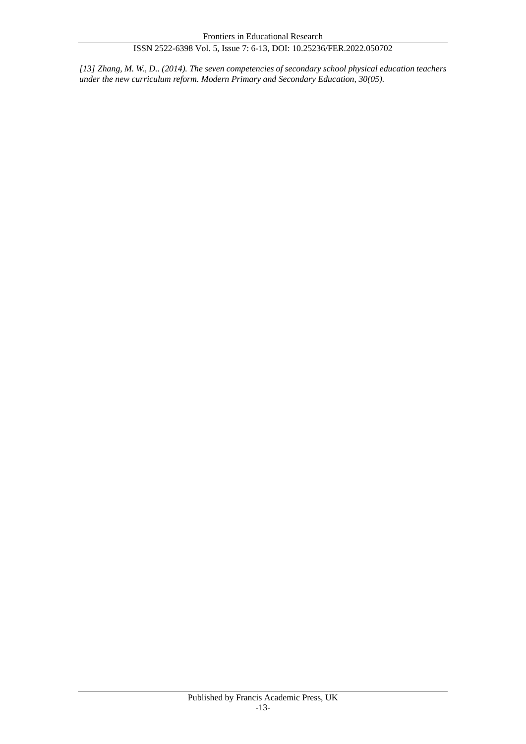*[13] Zhang, M. W., D.. (2014). The seven competencies of secondary school physical education teachers under the new curriculum reform. Modern Primary and Secondary Education, 30(05).*